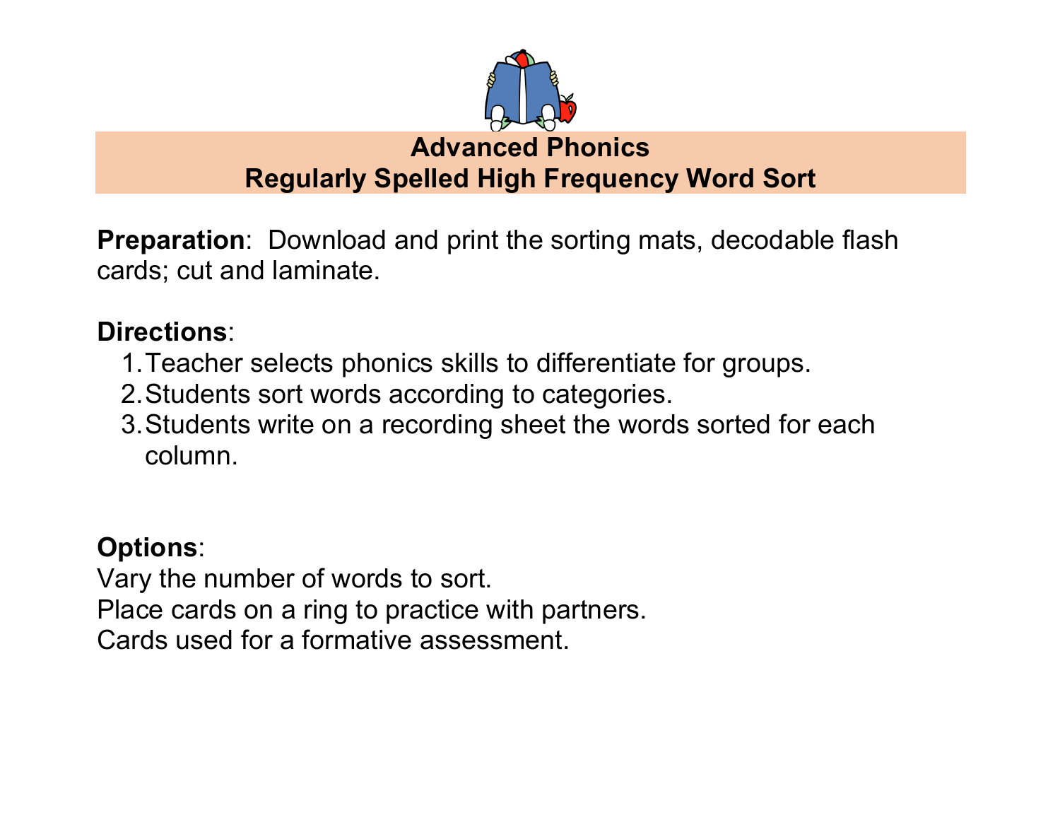# Advanced Phonics
## Regularly Spelled High Frequency Word Sort

**Preparation**: Download and print the sorting mats, decodable flash cards; cut and laminate.

**Directions**:

1. Teacher selects phonics skills to differentiate for groups.
2. Students sort words according to categories.
3. Students write on a recording sheet the words sorted for each column.

**Options**:

Vary the number of words to sort.
Place cards on a ring to practice with partners.
Cards used for a formative assessment.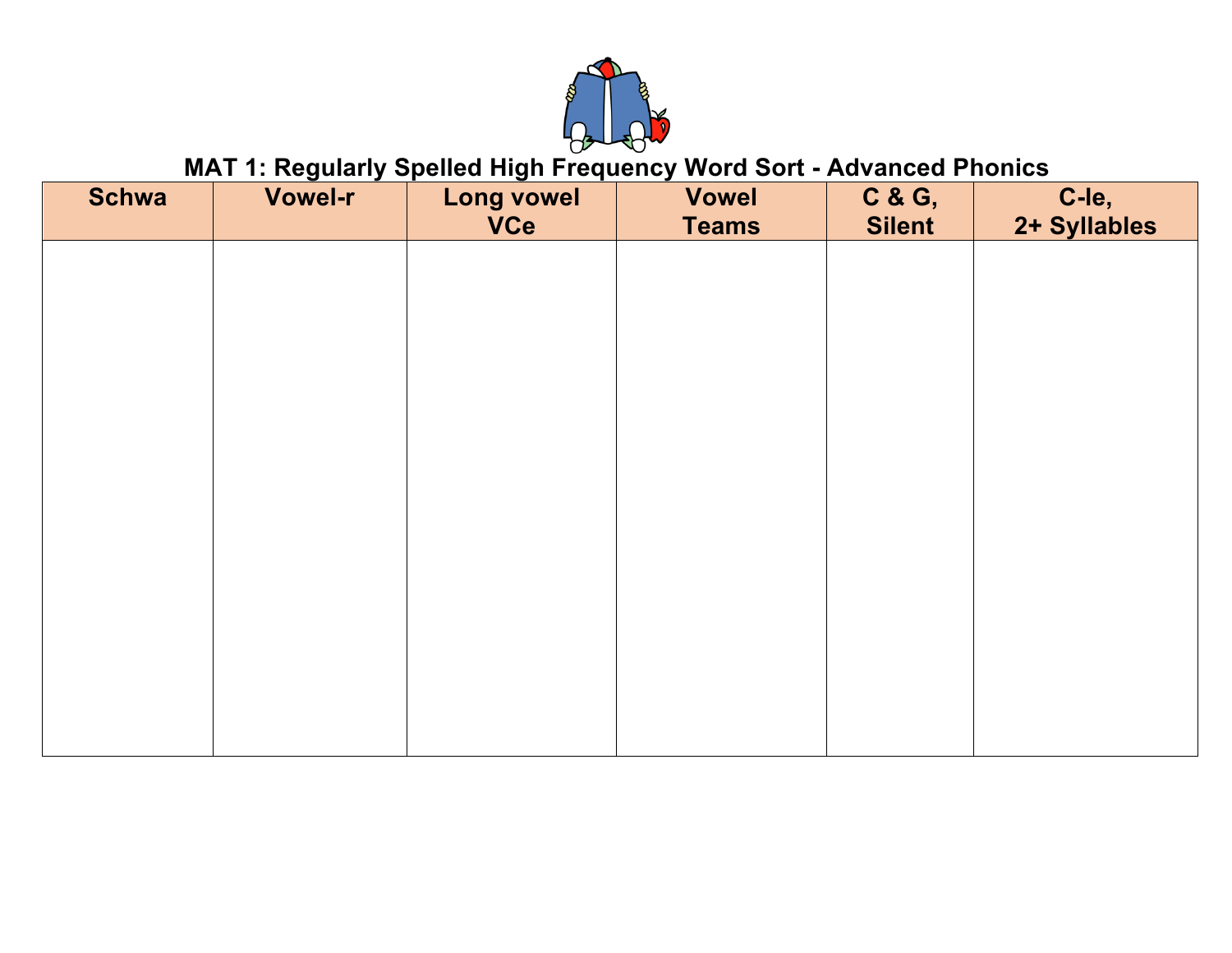# MAT 1: Regularly Spelled High Frequency Word Sort - Advanced Phonics

| Schwa | Vowel-r | Long vowel VCe | Vowel Teams | C & G, Silent | C-le, 2+ Syllables |
|---|---|---|---|---|---|
| | | | | | |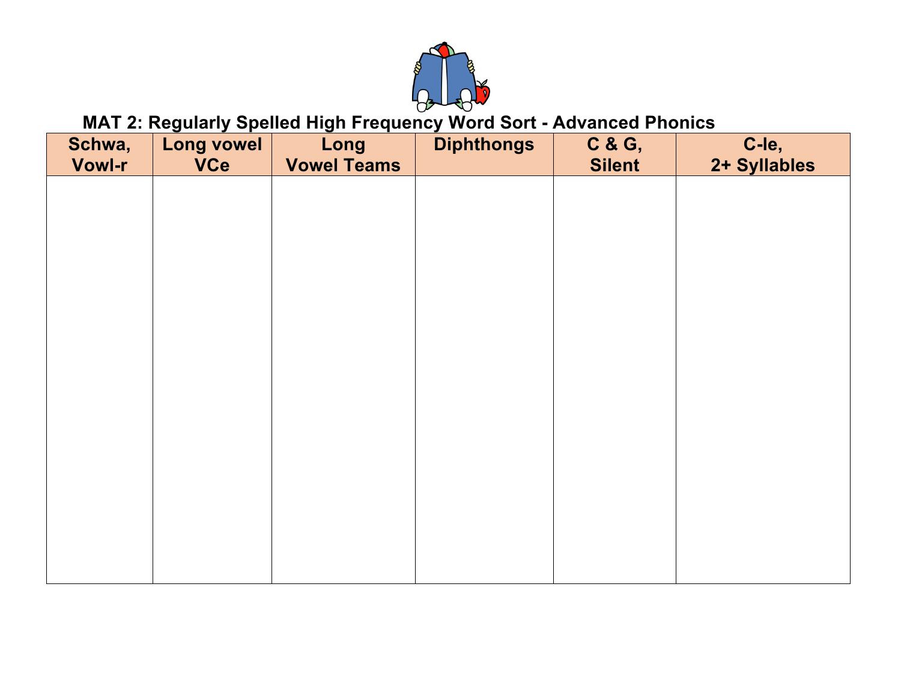## MAT 2: Regularly Spelled High Frequency Word Sort - Advanced Phonics

| Schwa, Vowl-r | Long vowel VCe | Long Vowel Teams | Diphthongs | C & G, Silent | C-le, 2+ Syllables |
|---|---|---|---|---|---|
| | | | | | |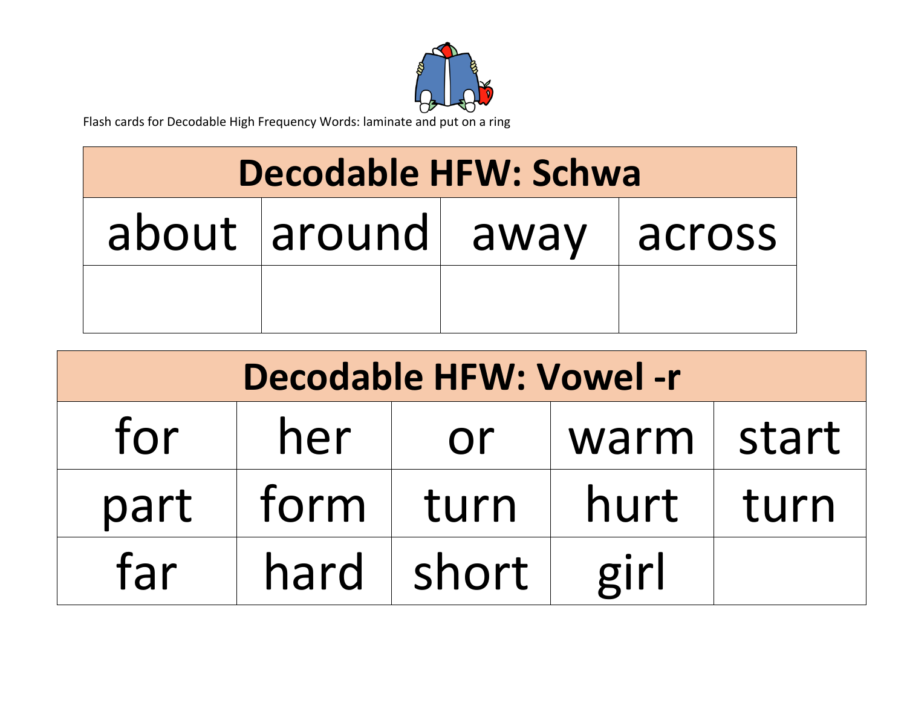Flash cards for Decodable High Frequency Words: laminate and put on a ring

| Decodable HFW: Schwa | | | |
|---|---|---|---|
| about | around | away | across |
| | | | |

| Decodable HFW: Vowel -r | | | | |
|---|---|---|---|---|
| for | her | or | warm | start |
| part | form | turn | hurt | turn |
| far | hard | short | girl | |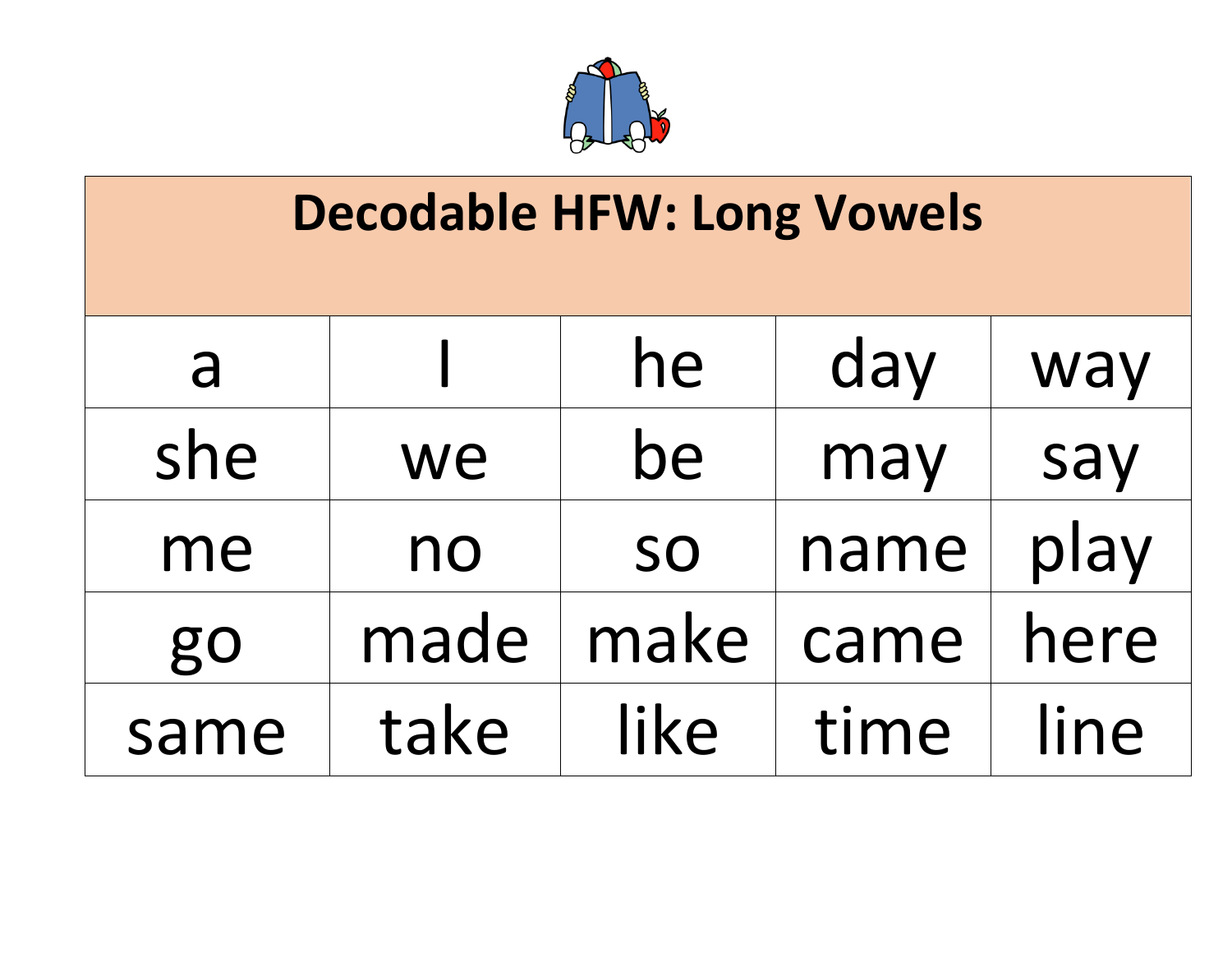| Decodable HFW: Long Vowels | | | | |
|---|---|---|---|---|
| a | I | he | day | way |
| she | we | be | may | say |
| me | no | so | name | play |
| go | made | make | came | here |
| same | take | like | time | line |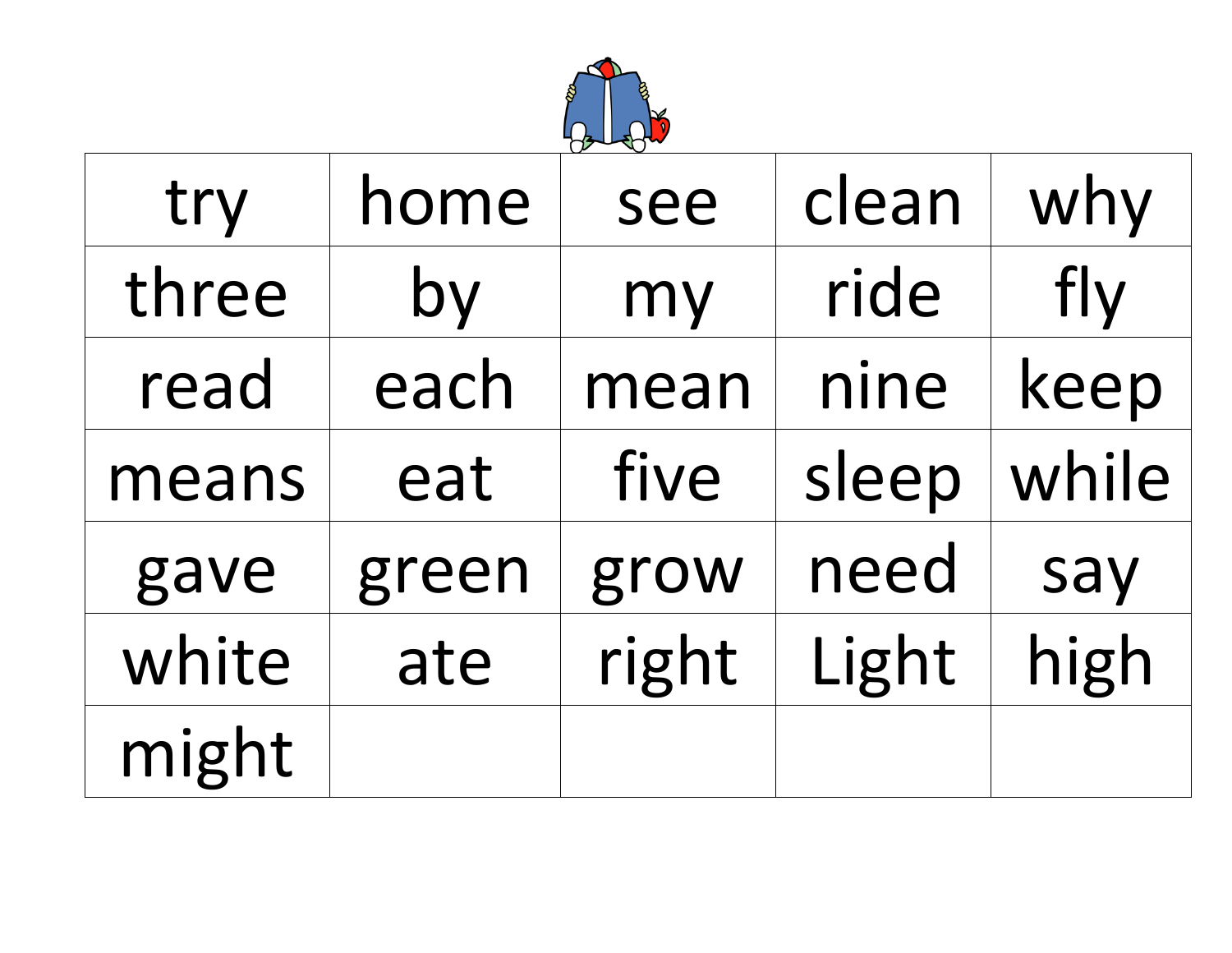| try | home | see | clean | why |
|---|---|---|---|---|
| three | by | my | ride | fly |
| read | each | mean | nine | keep |
| means | eat | five | sleep | while |
| gave | green | grow | need | say |
| white | ate | right | Light | high |
| might | | | | |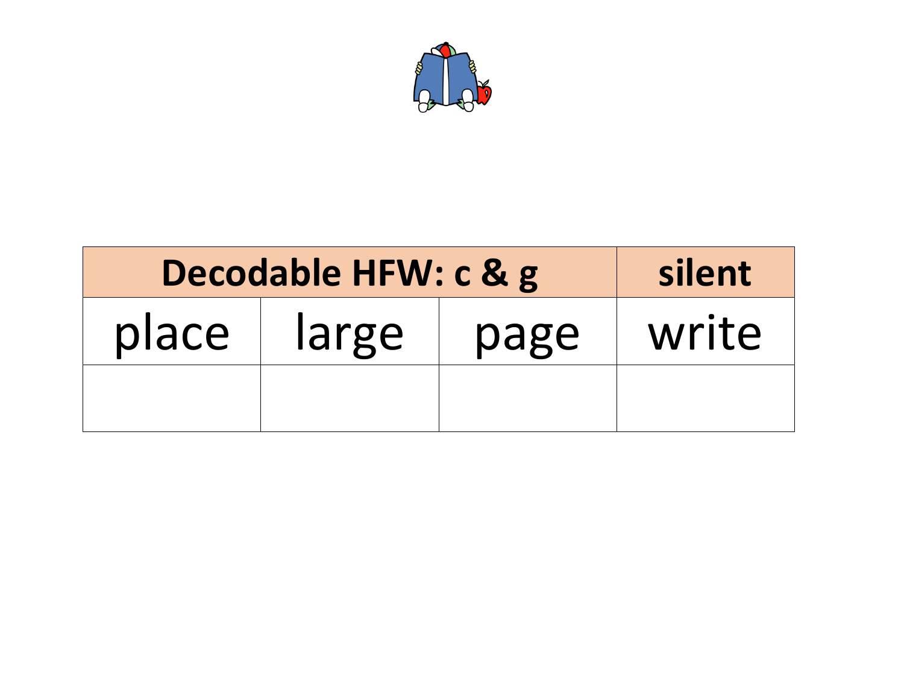| Decodable HFW: c & g | | | silent |
| --- | --- | --- | --- |
| place | large | page | write |
| | | | |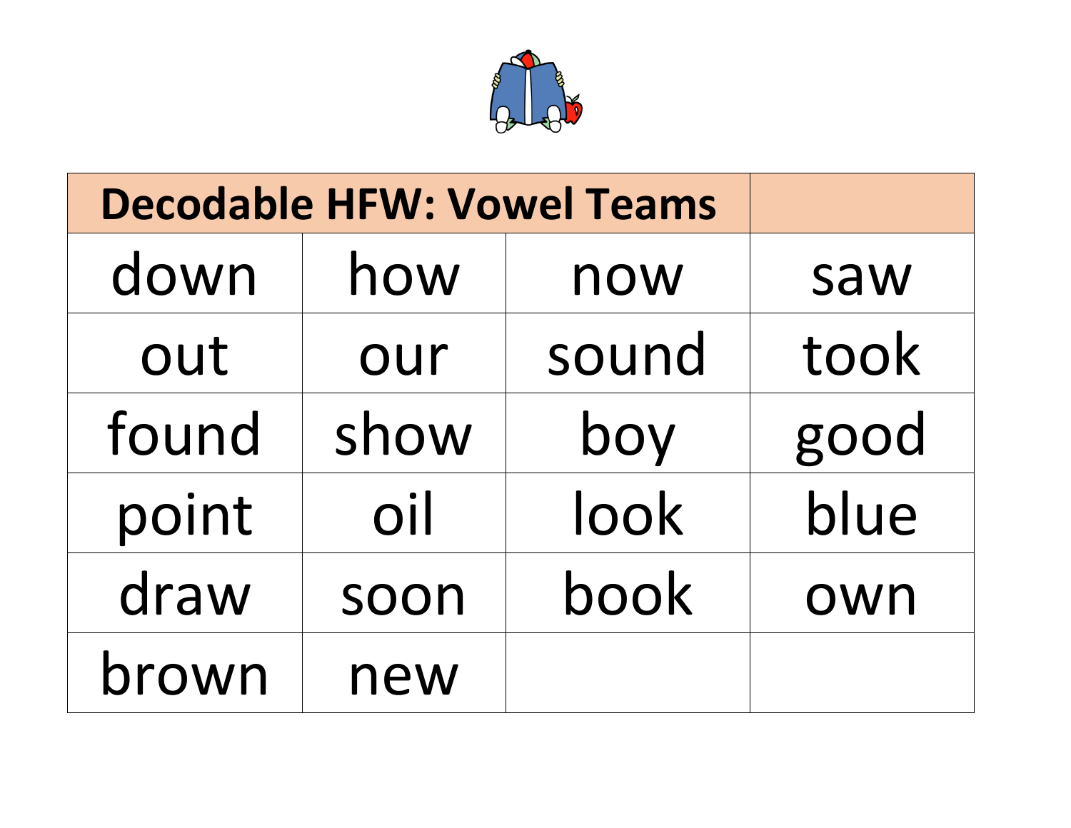| Decodable HFW: Vowel Teams | | | |
|---|---|---|---|
| down | how | now | saw |
| out | our | sound | took |
| found | show | boy | good |
| point | oil | look | blue |
| draw | soon | book | own |
| brown | new | | |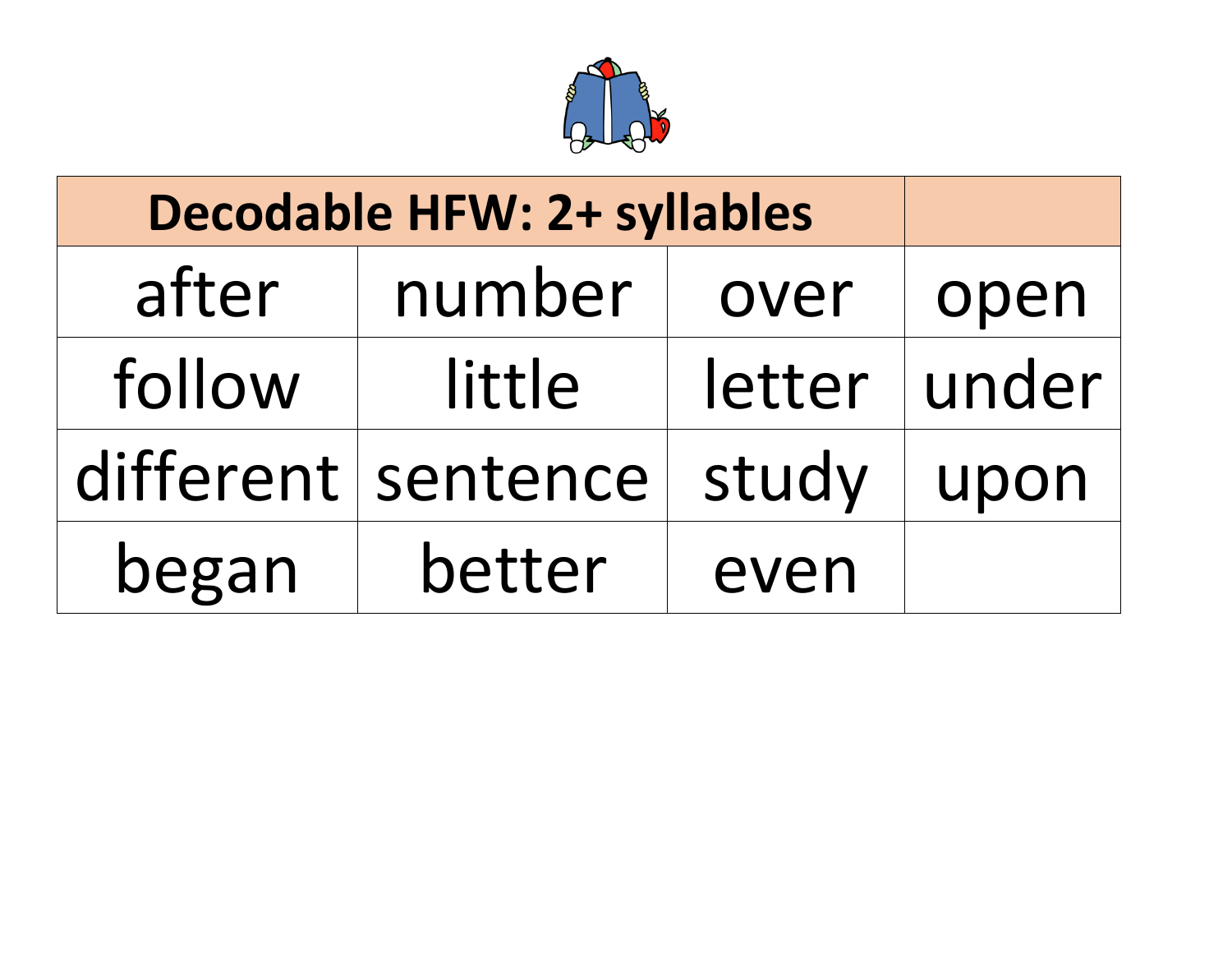| Decodable HFW: 2+ syllables | | | |
|---|---|---|---|
| after | number | over | open |
| follow | little | letter | under |
| different | sentence | study | upon |
| began | better | even | |